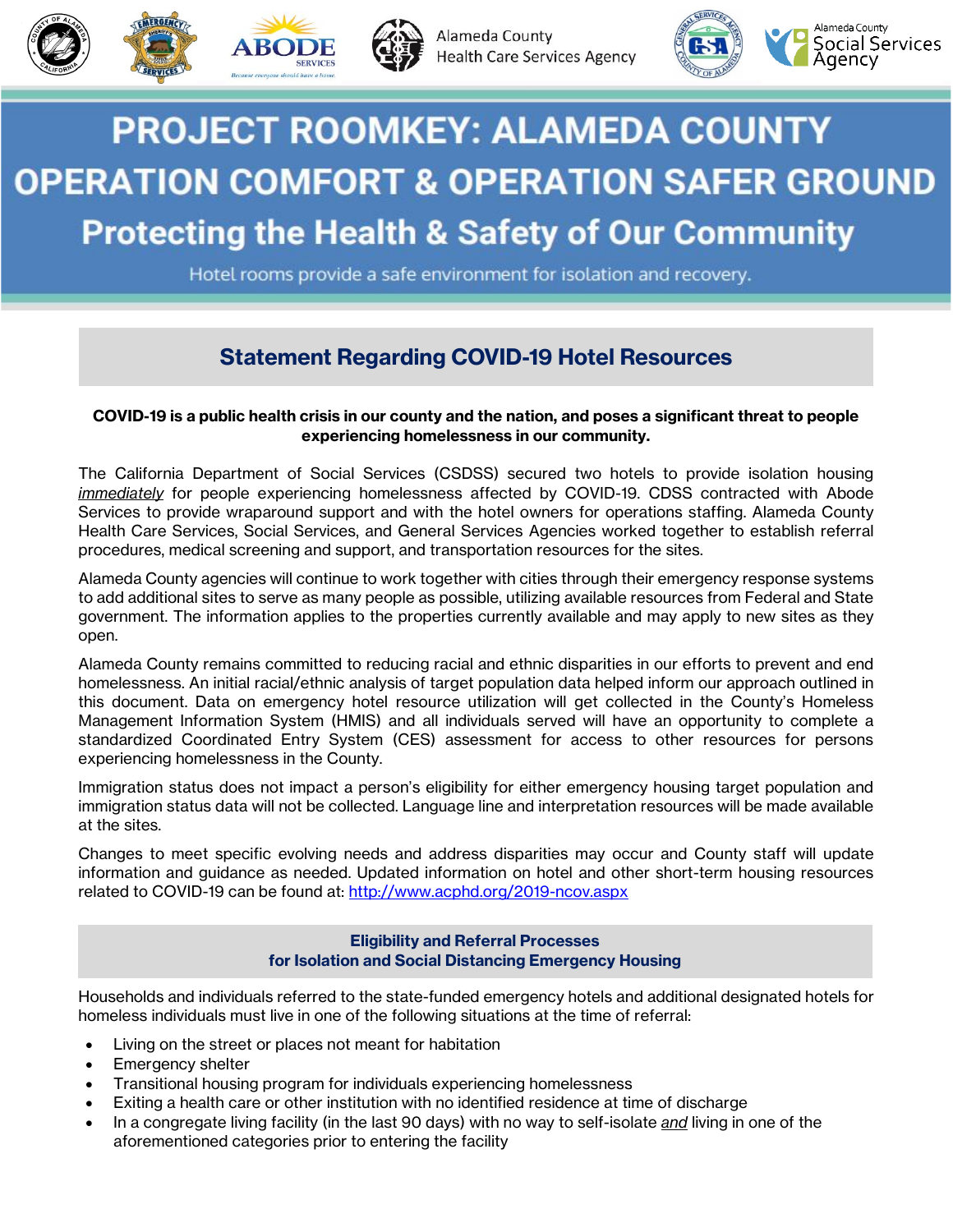Alameda County Health Care Services Agency

Alameda County Social Services Agency

# PROJECT ROOMKEY: ALAMEDA COUNTY OPERATION COMFORT & OPERATION SAFER GROUND

## Protecting the Health & Safety of Our Community

Hotel rooms provide a safe environment for isolation and recovery.

## Statement Regarding COVID-19 Hotel Resources

**COVID-19 is a public health crisis in our county and the nation, and poses a significant threat to people experiencing homelessness in our community.**

The California Department of Social Services (CSDSS) secured two hotels to provide isolation housing *immediately* for people experiencing homelessness affected by COVID-19. CDSS contracted with Abode Services to provide wraparound support and with the hotel owners for operations staffing. Alameda County Health Care Services, Social Services, and General Services Agencies worked together to establish referral procedures, medical screening and support, and transportation resources for the sites.

Alameda County agencies will continue to work together with cities through their emergency response systems to add additional sites to serve as many people as possible, utilizing available resources from Federal and State government. The information applies to the properties currently available and may apply to new sites as they open.

Alameda County remains committed to reducing racial and ethnic disparities in our efforts to prevent and end homelessness. An initial racial/ethnic analysis of target population data helped inform our approach outlined in this document. Data on emergency hotel resource utilization will get collected in the County's Homeless Management Information System (HMIS) and all individuals served will have an opportunity to complete a standardized Coordinated Entry System (CES) assessment for access to other resources for persons experiencing homelessness in the County.

Immigration status does not impact a person's eligibility for either emergency housing target population and immigration status data will not be collected. Language line and interpretation resources will be made available at the sites.

Changes to meet specific evolving needs and address disparities may occur and County staff will update information and guidance as needed. Updated information on hotel and other short-term housing resources related to COVID-19 can be found at: http://www.acphd.org/2019-ncov.aspx

### Eligibility and Referral Processes for Isolation and Social Distancing Emergency Housing

Households and individuals referred to the state-funded emergency hotels and additional designated hotels for homeless individuals must live in one of the following situations at the time of referral:

- Living on the street or places not meant for habitation
- Emergency shelter
- Transitional housing program for individuals experiencing homelessness
- Exiting a health care or other institution with no identified residence at time of discharge
- In a congregate living facility (in the last 90 days) with no way to self-isolate *and* living in one of the aforementioned categories prior to entering the facility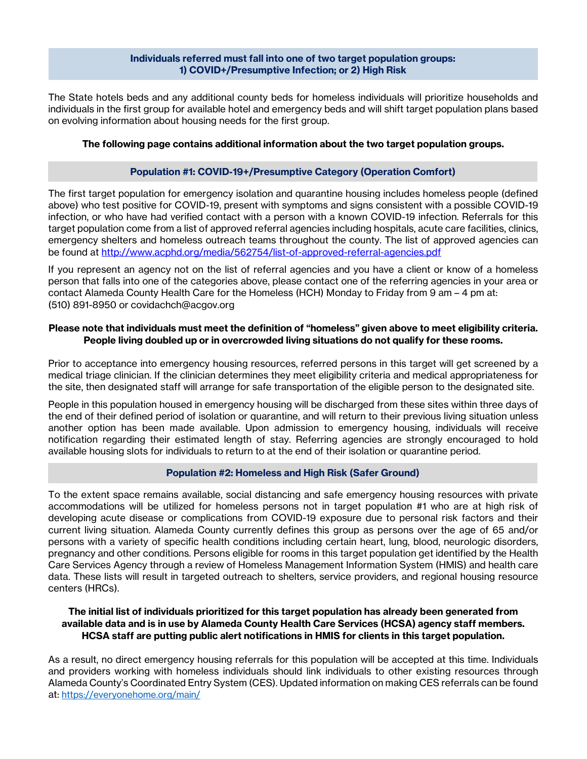**Individuals referred must fall into one of two target population groups:**
**1) COVID+/Presumptive Infection; or 2) High Risk**

The State hotels beds and any additional county beds for homeless individuals will prioritize households and individuals in the first group for available hotel and emergency beds and will shift target population plans based on evolving information about housing needs for the first group.

**The following page contains additional information about the two target population groups.**

## Population #1: COVID-19+/Presumptive Category (Operation Comfort)

The first target population for emergency isolation and quarantine housing includes homeless people (defined above) who test positive for COVID-19, present with symptoms and signs consistent with a possible COVID-19 infection, or who have had verified contact with a person with a known COVID-19 infection. Referrals for this target population come from a list of approved referral agencies including hospitals, acute care facilities, clinics, emergency shelters and homeless outreach teams throughout the county. The list of approved agencies can be found at http://www.acphd.org/media/562754/list-of-approved-referral-agencies.pdf

If you represent an agency not on the list of referral agencies and you have a client or know of a homeless person that falls into one of the categories above, please contact one of the referring agencies in your area or contact Alameda County Health Care for the Homeless (HCH) Monday to Friday from 9 am – 4 pm at: (510) 891-8950 or covidachch@acgov.org

**Please note that individuals must meet the definition of "homeless" given above to meet eligibility criteria. People living doubled up or in overcrowded living situations do not qualify for these rooms.**

Prior to acceptance into emergency housing resources, referred persons in this target will get screened by a medical triage clinician. If the clinician determines they meet eligibility criteria and medical appropriateness for the site, then designated staff will arrange for safe transportation of the eligible person to the designated site.

People in this population housed in emergency housing will be discharged from these sites within three days of the end of their defined period of isolation or quarantine, and will return to their previous living situation unless another option has been made available. Upon admission to emergency housing, individuals will receive notification regarding their estimated length of stay. Referring agencies are strongly encouraged to hold available housing slots for individuals to return to at the end of their isolation or quarantine period.

## Population #2: Homeless and High Risk (Safer Ground)

To the extent space remains available, social distancing and safe emergency housing resources with private accommodations will be utilized for homeless persons not in target population #1 who are at high risk of developing acute disease or complications from COVID-19 exposure due to personal risk factors and their current living situation. Alameda County currently defines this group as persons over the age of 65 and/or persons with a variety of specific health conditions including certain heart, lung, blood, neurologic disorders, pregnancy and other conditions. Persons eligible for rooms in this target population get identified by the Health Care Services Agency through a review of Homeless Management Information System (HMIS) and health care data. These lists will result in targeted outreach to shelters, service providers, and regional housing resource centers (HRCs).

**The initial list of individuals prioritized for this target population has already been generated from available data and is in use by Alameda County Health Care Services (HCSA) agency staff members. HCSA staff are putting public alert notifications in HMIS for clients in this target population.**

As a result, no direct emergency housing referrals for this population will be accepted at this time. Individuals and providers working with homeless individuals should link individuals to other existing resources through Alameda County's Coordinated Entry System (CES). Updated information on making CES referrals can be found at: https://everyonehome.org/main/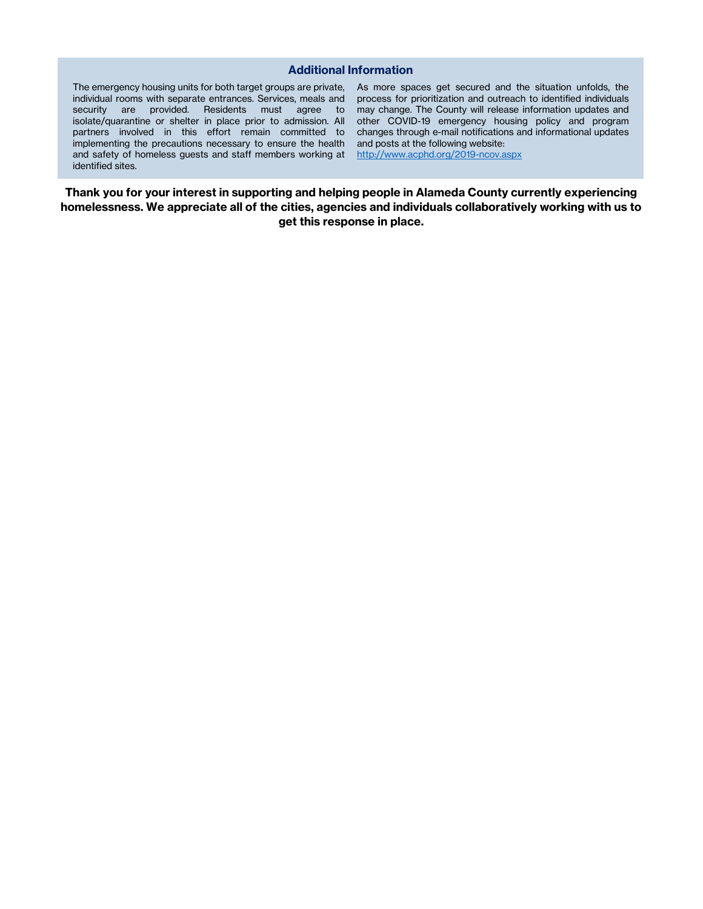## Additional Information

The emergency housing units for both target groups are private, individual rooms with separate entrances. Services, meals and security are provided. Residents must agree to isolate/quarantine or shelter in place prior to admission. All partners involved in this effort remain committed to implementing the precautions necessary to ensure the health and safety of homeless guests and staff members working at identified sites.

As more spaces get secured and the situation unfolds, the process for prioritization and outreach to identified individuals may change. The County will release information updates and other COVID-19 emergency housing policy and program changes through e-mail notifications and informational updates and posts at the following website: http://www.acphd.org/2019-ncov.aspx

**Thank you for your interest in supporting and helping people in Alameda County currently experiencing homelessness. We appreciate all of the cities, agencies and individuals collaboratively working with us to get this response in place.**